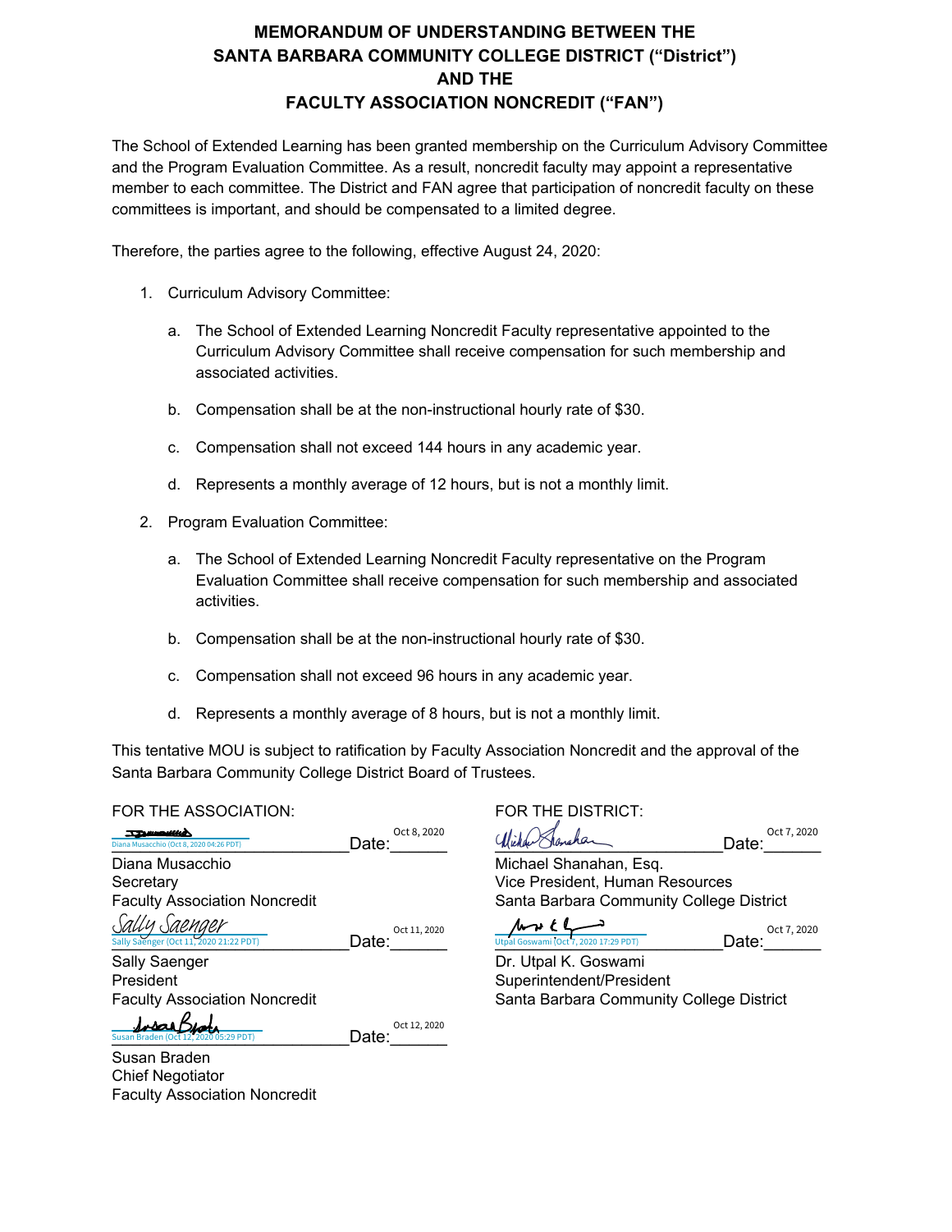# MEMORANDUM OF UNDERSTANDING BETWEEN THE SANTA BARBARA COMMUNITY COLLEGE DISTRICT ("District") AND THE FACULTY ASSOCIATION NONCREDIT ("FAN")

The School of Extended Learning has been granted membership on the Curriculum Advisory Committee and the Program Evaluation Committee. As a result, noncredit faculty may appoint a representative member to each committee. The District and FAN agree that participation of noncredit faculty on these committees is important, and should be compensated to a limited degree.

Therefore, the parties agree to the following, effective August 24, 2020:

1. Curriculum Advisory Committee:

   a. The School of Extended Learning Noncredit Faculty representative appointed to the Curriculum Advisory Committee shall receive compensation for such membership and associated activities.

   b. Compensation shall be at the non-instructional hourly rate of $30.

   c. Compensation shall not exceed 144 hours in any academic year.

   d. Represents a monthly average of 12 hours, but is not a monthly limit.

2. Program Evaluation Committee:

   a. The School of Extended Learning Noncredit Faculty representative on the Program Evaluation Committee shall receive compensation for such membership and associated activities.

   b. Compensation shall be at the non-instructional hourly rate of $30.

   c. Compensation shall not exceed 96 hours in any academic year.

   d. Represents a monthly average of 8 hours, but is not a monthly limit.

This tentative MOU is subject to ratification by Faculty Association Noncredit and the approval of the Santa Barbara Community College District Board of Trustees.

FOR THE ASSOCIATION:

Diana Musacchio (Oct 8, 2020 04:26 PDT) Date: Oct 8, 2020
Diana Musacchio
Secretary
Faculty Association Noncredit

Sally Saenger (Oct 11, 2020 21:22 PDT) Date: Oct 11, 2020
Sally Saenger
President
Faculty Association Noncredit

Susan Braden (Oct 12, 2020 05:29 PDT) Date: Oct 12, 2020
Susan Braden
Chief Negotiator
Faculty Association Noncredit

FOR THE DISTRICT:

Date: Oct 7, 2020
Michael Shanahan, Esq.
Vice President, Human Resources
Santa Barbara Community College District

Utpal Goswami (Oct 7, 2020 17:29 PDT) Date: Oct 7, 2020
Dr. Utpal K. Goswami
Superintendent/President
Santa Barbara Community College District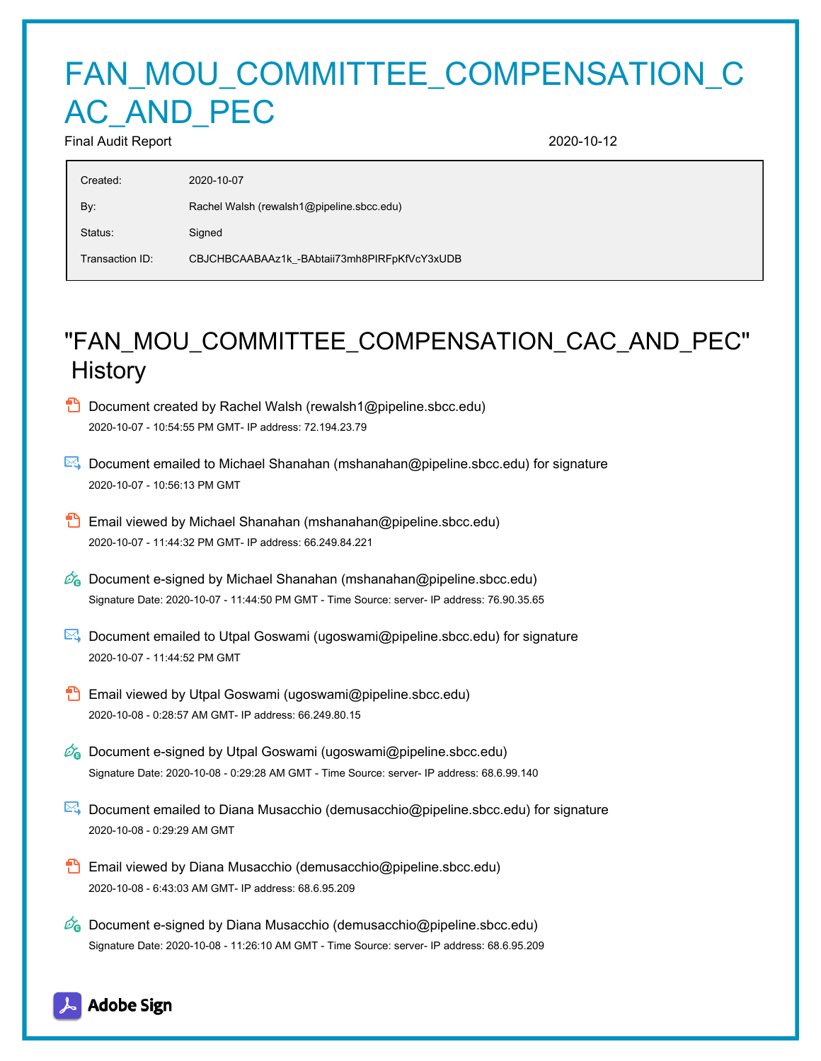# FAN_MOU_COMMITTEE_COMPENSATION_CAC_AND_PEC

Final Audit Report 2020-10-12

| | |
|---|---|
| Created: | 2020-10-07 |
| By: | Rachel Walsh (rewalsh1@pipeline.sbcc.edu) |
| Status: | Signed |
| Transaction ID: | CBJCHBCAABAAz1k_-BAbtaii73mh8PIRFpKfVcY3xUDB |

## "FAN_MOU_COMMITTEE_COMPENSATION_CAC_AND_PEC" History

- Document created by Rachel Walsh (rewalsh1@pipeline.sbcc.edu)
  2020-10-07 - 10:54:55 PM GMT- IP address: 72.194.23.79

- Document emailed to Michael Shanahan (mshanahan@pipeline.sbcc.edu) for signature
  2020-10-07 - 10:56:13 PM GMT

- Email viewed by Michael Shanahan (mshanahan@pipeline.sbcc.edu)
  2020-10-07 - 11:44:32 PM GMT- IP address: 66.249.84.221

- Document e-signed by Michael Shanahan (mshanahan@pipeline.sbcc.edu)
  Signature Date: 2020-10-07 - 11:44:50 PM GMT - Time Source: server- IP address: 76.90.35.65

- Document emailed to Utpal Goswami (ugoswami@pipeline.sbcc.edu) for signature
  2020-10-07 - 11:44:52 PM GMT

- Email viewed by Utpal Goswami (ugoswami@pipeline.sbcc.edu)
  2020-10-08 - 0:28:57 AM GMT- IP address: 66.249.80.15

- Document e-signed by Utpal Goswami (ugoswami@pipeline.sbcc.edu)
  Signature Date: 2020-10-08 - 0:29:28 AM GMT - Time Source: server- IP address: 68.6.99.140

- Document emailed to Diana Musacchio (demusacchio@pipeline.sbcc.edu) for signature
  2020-10-08 - 0:29:29 AM GMT

- Email viewed by Diana Musacchio (demusacchio@pipeline.sbcc.edu)
  2020-10-08 - 6:43:03 AM GMT- IP address: 68.6.95.209

- Document e-signed by Diana Musacchio (demusacchio@pipeline.sbcc.edu)
  Signature Date: 2020-10-08 - 11:26:10 AM GMT - Time Source: server- IP address: 68.6.95.209

Adobe Sign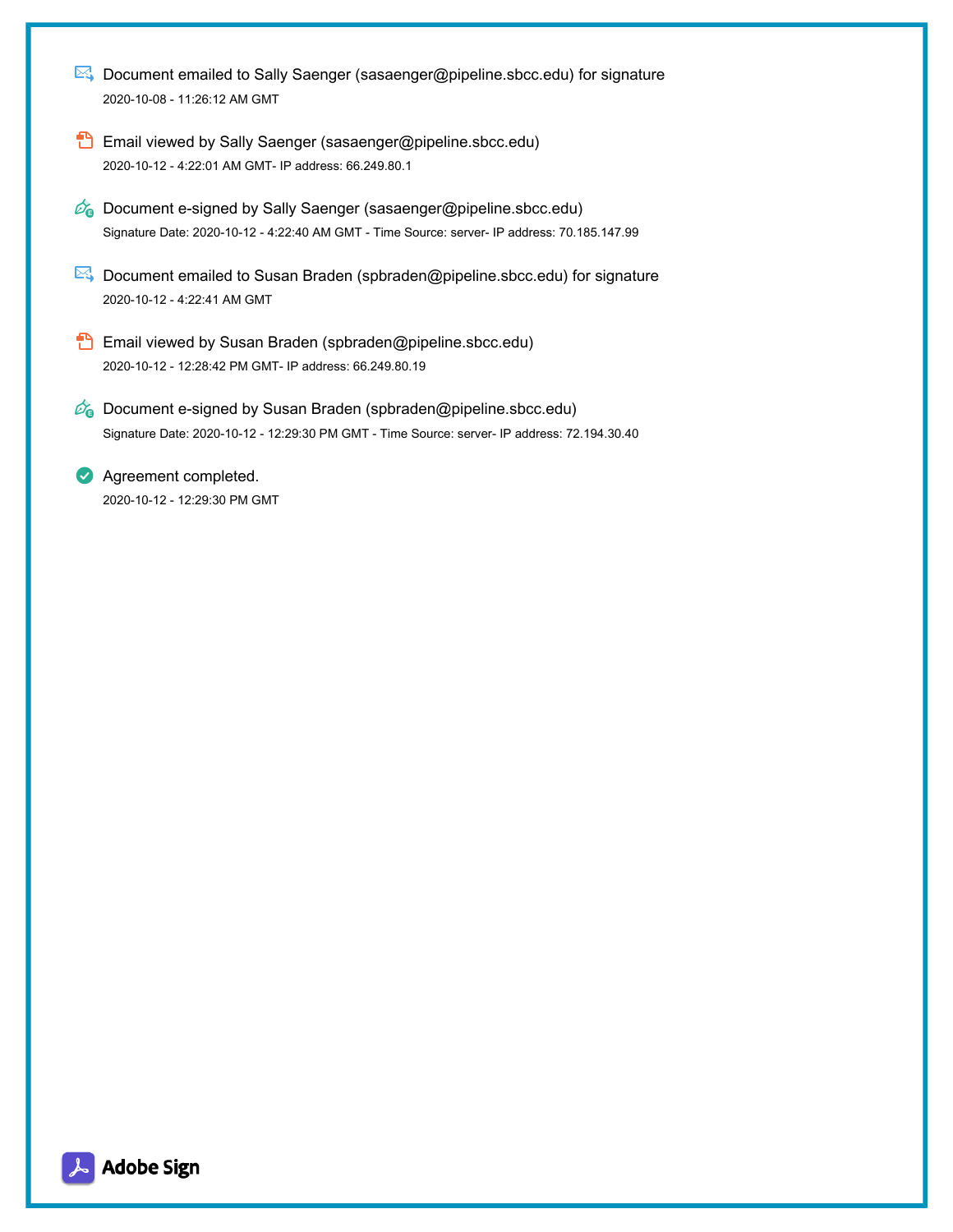Document emailed to Sally Saenger (sasaenger@pipeline.sbcc.edu) for signature

2020-10-08 - 11:26:12 AM GMT

Email viewed by Sally Saenger (sasaenger@pipeline.sbcc.edu)

2020-10-12 - 4:22:01 AM GMT- IP address: 66.249.80.1

Document e-signed by Sally Saenger (sasaenger@pipeline.sbcc.edu)

Signature Date: 2020-10-12 - 4:22:40 AM GMT - Time Source: server- IP address: 70.185.147.99

Document emailed to Susan Braden (spbraden@pipeline.sbcc.edu) for signature

2020-10-12 - 4:22:41 AM GMT

Email viewed by Susan Braden (spbraden@pipeline.sbcc.edu)

2020-10-12 - 12:28:42 PM GMT- IP address: 66.249.80.19

Document e-signed by Susan Braden (spbraden@pipeline.sbcc.edu)

Signature Date: 2020-10-12 - 12:29:30 PM GMT - Time Source: server- IP address: 72.194.30.40

Agreement completed.

2020-10-12 - 12:29:30 PM GMT

Adobe Sign